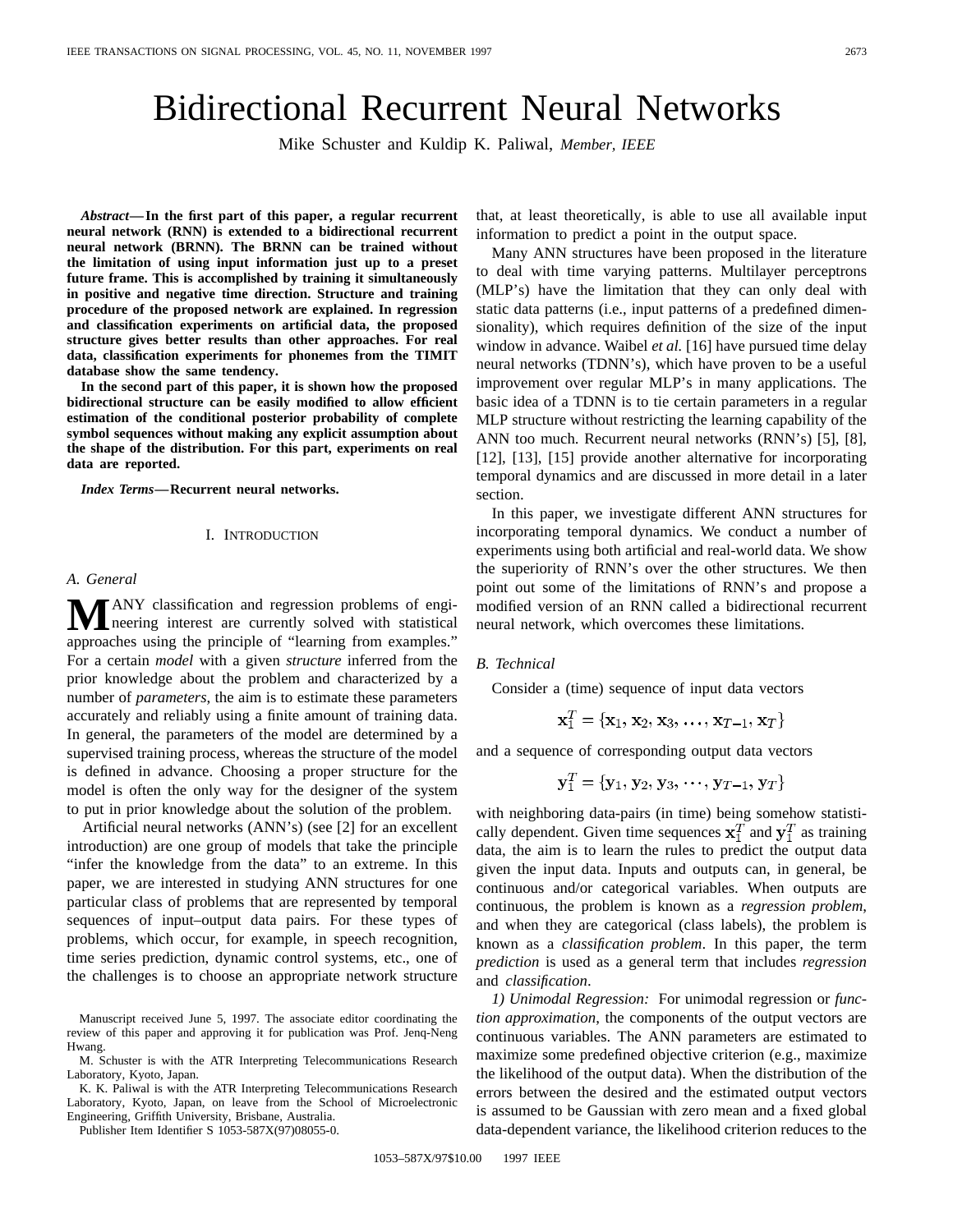# Bidirectional Recurrent Neural Networks

Mike Schuster and Kuldip K. Paliwal, *Member, IEEE*

***Abstract*—In the first part of this paper, a regular recurrent neural network (RNN) is extended to a bidirectional recurrent neural network (BRNN). The BRNN can be trained without the limitation of using input information just up to a preset future frame. This is accomplished by training it simultaneously in positive and negative time direction. Structure and training procedure of the proposed network are explained. In regression and classification experiments on artificial data, the proposed structure gives better results than other approaches. For real data, classification experiments for phonemes from the TIMIT database show the same tendency.**

**In the second part of this paper, it is shown how the proposed bidirectional structure can be easily modified to allow efficient estimation of the conditional posterior probability of complete symbol sequences without making any explicit assumption about the shape of the distribution. For this part, experiments on real data are reported.**

***Index Terms*—Recurrent neural networks.**

## I. Introduction

### A. General

Many classification and regression problems of engineering interest are currently solved with statistical approaches using the principle of "learning from examples." For a certain *model* with a given *structure* inferred from the prior knowledge about the problem and characterized by a number of *parameters*, the aim is to estimate these parameters accurately and reliably using a finite amount of training data. In general, the parameters of the model are determined by a supervised training process, whereas the structure of the model is defined in advance. Choosing a proper structure for the model is often the only way for the designer of the system to put in prior knowledge about the solution of the problem.

Artificial neural networks (ANN's) (see [2] for an excellent introduction) are one group of models that take the principle "infer the knowledge from the data" to an extreme. In this paper, we are interested in studying ANN structures for one particular class of problems that are represented by temporal sequences of input–output data pairs. For these types of problems, which occur, for example, in speech recognition, time series prediction, dynamic control systems, etc., one of the challenges is to choose an appropriate network structure that, at least theoretically, is able to use all available input information to predict a point in the output space.

Many ANN structures have been proposed in the literature to deal with time varying patterns. Multilayer perceptrons (MLP's) have the limitation that they can only deal with static data patterns (i.e., input patterns of a predefined dimensionality), which requires definition of the size of the input window in advance. Waibel *et al.* [16] have pursued time delay neural networks (TDNN's), which have proven to be a useful improvement over regular MLP's in many applications. The basic idea of a TDNN is to tie certain parameters in a regular MLP structure without restricting the learning capability of the ANN too much. Recurrent neural networks (RNN's) [5], [8], [12], [13], [15] provide another alternative for incorporating temporal dynamics and are discussed in more detail in a later section.

In this paper, we investigate different ANN structures for incorporating temporal dynamics. We conduct a number of experiments using both artificial and real-world data. We show the superiority of RNN's over the other structures. We then point out some of the limitations of RNN's and propose a modified version of an RNN called a bidirectional recurrent neural network, which overcomes these limitations.

### B. Technical

Consider a (time) sequence of input data vectors

$$\mathbf{x}_1^T = \{\mathbf{x}_1, \mathbf{x}_2, \mathbf{x}_3, \ldots, \mathbf{x}_{T-1}, \mathbf{x}_T\}$$

and a sequence of corresponding output data vectors

$$\mathbf{y}_1^T = \{\mathbf{y}_1, \mathbf{y}_2, \mathbf{y}_3, \cdots, \mathbf{y}_{T-1}, \mathbf{y}_T\}$$

with neighboring data-pairs (in time) being somehow statistically dependent. Given time sequences $\mathbf{x}_1^T$ and $\mathbf{y}_1^T$ as training data, the aim is to learn the rules to predict the output data given the input data. Inputs and outputs can, in general, be continuous and/or categorical variables. When outputs are continuous, the problem is known as a *regression problem*, and when they are categorical (class labels), the problem is known as a *classification problem*. In this paper, the term *prediction* is used as a general term that includes *regression* and *classification*.

*1) Unimodal Regression:* For unimodal regression or *function approximation*, the components of the output vectors are continuous variables. The ANN parameters are estimated to maximize some predefined objective criterion (e.g., maximize the likelihood of the output data). When the distribution of the errors between the desired and the estimated output vectors is assumed to be Gaussian with zero mean and a fixed global data-dependent variance, the likelihood criterion reduces to the

---

Manuscript received June 5, 1997. The associate editor coordinating the review of this paper and approving it for publication was Prof. Jenq-Neng Hwang.

M. Schuster is with the ATR Interpreting Telecommunications Research Laboratory, Kyoto, Japan.

K. K. Paliwal is with the ATR Interpreting Telecommunications Research Laboratory, Kyoto, Japan, on leave from the School of Microelectronic Engineering, Griffith University, Brisbane, Australia.

Publisher Item Identifier S 1053-587X(97)08055-0.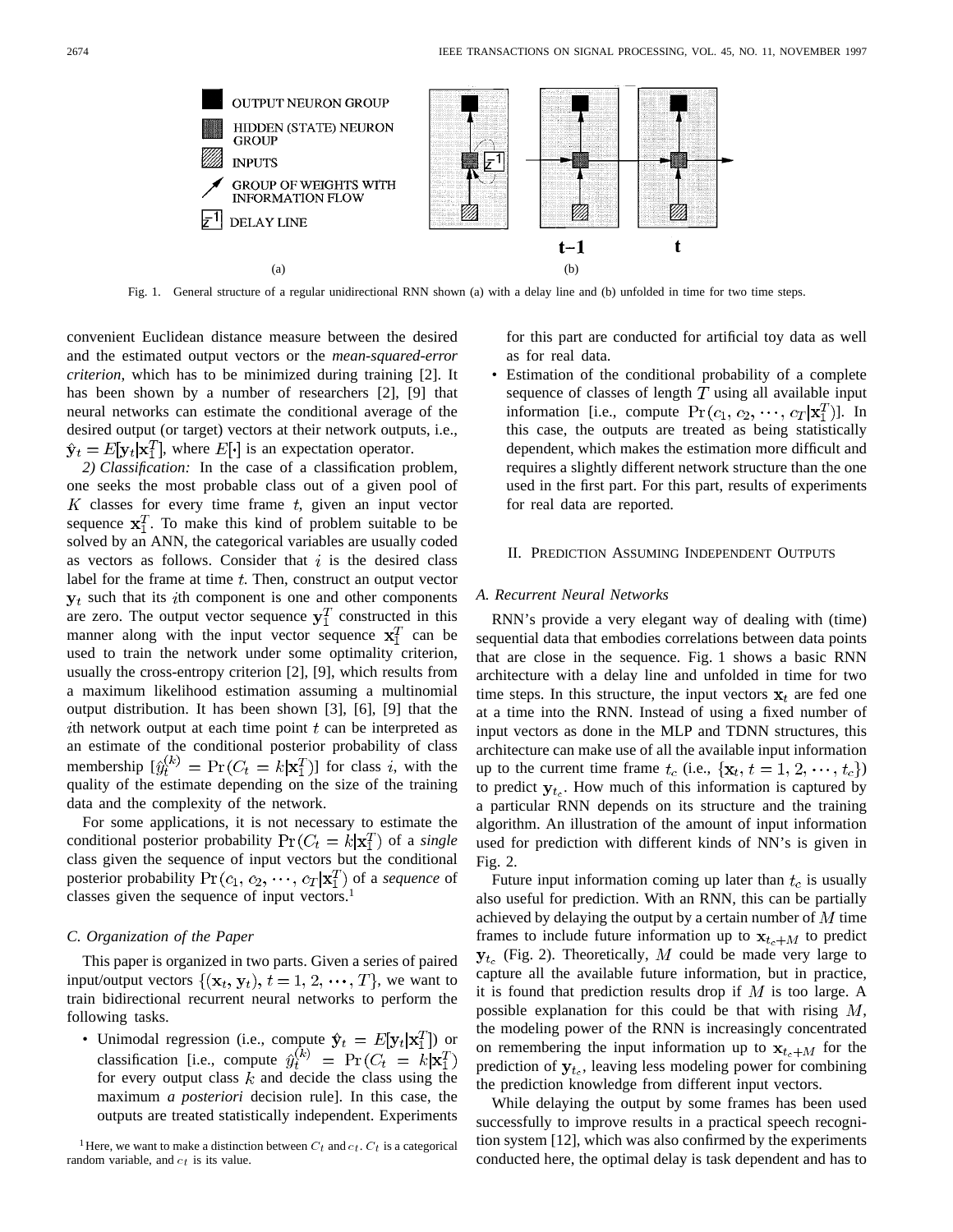Fig. 1. General structure of a regular unidirectional RNN shown (a) with a delay line and (b) unfolded in time for two time steps.

convenient Euclidean distance measure between the desired and the estimated output vectors or the *mean-squared-error criterion*, which has to be minimized during training [2]. It has been shown by a number of researchers [2], [9] that neural networks can estimate the conditional average of the desired output (or target) vectors at their network outputs, i.e., $\hat{\mathbf{y}}_t = E[\mathbf{y}_t | \mathbf{x}_1^T]$, where $E[\cdot]$ is an expectation operator.

*2) Classification:* In the case of a classification problem, one seeks the most probable class out of a given pool of $K$ classes for every time frame $t$, given an input vector sequence $\mathbf{x}_1^T$. To make this kind of problem suitable to be solved by an ANN, the categorical variables are usually coded as vectors as follows. Consider that $i$ is the desired class label for the frame at time $t$. Then, construct an output vector $\mathbf{y}_t$ such that its $i$th component is one and other components are zero. The output vector sequence $\mathbf{y}_1^T$ constructed in this manner along with the input vector sequence $\mathbf{x}_1^T$ can be used to train the network under some optimality criterion, usually the cross-entropy criterion [2], [9], which results from a maximum likelihood estimation assuming a multinomial output distribution. It has been shown [3], [6], [9] that the $i$th network output at each time point $t$ can be interpreted as an estimate of the conditional posterior probability of class membership $[\hat{y}_t^{(k)} = \Pr(C_t = k | \mathbf{x}_1^T)]$ for class $i$, with the quality of the estimate depending on the size of the training data and the complexity of the network.

For some applications, it is not necessary to estimate the conditional posterior probability $\Pr(C_t = k | \mathbf{x}_1^T)$ of a *single* class given the sequence of input vectors but the conditional posterior probability $\Pr(c_1, c_2, \cdots, c_T | \mathbf{x}_1^T)$ of a *sequence* of classes given the sequence of input vectors.[1]

### C. Organization of the Paper

This paper is organized in two parts. Given a series of paired input/output vectors $\{(\mathbf{x}_t, \mathbf{y}_t), t = 1, 2, \cdots, T\}$, we want to train bidirectional recurrent neural networks to perform the following tasks.

- Unimodal regression (i.e., compute $\hat{\mathbf{y}}_t = E[\mathbf{y}_t | \mathbf{x}_1^T]$) or classification [i.e., compute $\hat{y}_t^{(k)} = \Pr(C_t = k | \mathbf{x}_1^T)$ for every output class $k$ and decide the class using the maximum *a posteriori* decision rule]. In this case, the outputs are treated statistically independent. Experiments for this part are conducted for artificial toy data as well as for real data.
- Estimation of the conditional probability of a complete sequence of classes of length $T$ using all available input information [i.e., compute $\Pr(c_1, c_2, \cdots, c_T | \mathbf{x}_1^T)$]. In this case, the outputs are treated as being statistically dependent, which makes the estimation more difficult and requires a slightly different network structure than the one used in the first part. For this part, results of experiments for real data are reported.

[1] Here, we want to make a distinction between $C_t$ and $c_t$. $C_t$ is a categorical random variable, and $c_t$ is its value.

## II. Prediction Assuming Independent Outputs

### A. Recurrent Neural Networks

RNN's provide a very elegant way of dealing with (time) sequential data that embodies correlations between data points that are close in the sequence. Fig. 1 shows a basic RNN architecture with a delay line and unfolded in time for two time steps. In this structure, the input vectors $\mathbf{x}_t$ are fed one at a time into the RNN. Instead of using a fixed number of input vectors as done in the MLP and TDNN structures, this architecture can make use of all the available input information up to the current time frame $t_c$ (i.e., $\{\mathbf{x}_t, t = 1, 2, \cdots, t_c\}$) to predict $\mathbf{y}_{t_c}$. How much of this information is captured by a particular RNN depends on its structure and the training algorithm. An illustration of the amount of input information used for prediction with different kinds of NN's is given in Fig. 2.

Future input information coming up later than $t_c$ is usually also useful for prediction. With an RNN, this can be partially achieved by delaying the output by a certain number of $M$ time frames to include future information up to $\mathbf{x}_{t_c+M}$ to predict $\mathbf{y}_{t_c}$ (Fig. 2). Theoretically, $M$ could be made very large to capture all the available future information, but in practice, it is found that prediction results drop if $M$ is too large. A possible explanation for this could be that with rising $M$, the modeling power of the RNN is increasingly concentrated on remembering the input information up to $\mathbf{x}_{t_c+M}$ for the prediction of $\mathbf{y}_{t_c}$, leaving less modeling power for combining the prediction knowledge from different input vectors.

While delaying the output by some frames has been used successfully to improve results in a practical speech recognition system [12], which was also confirmed by the experiments conducted here, the optimal delay is task dependent and has to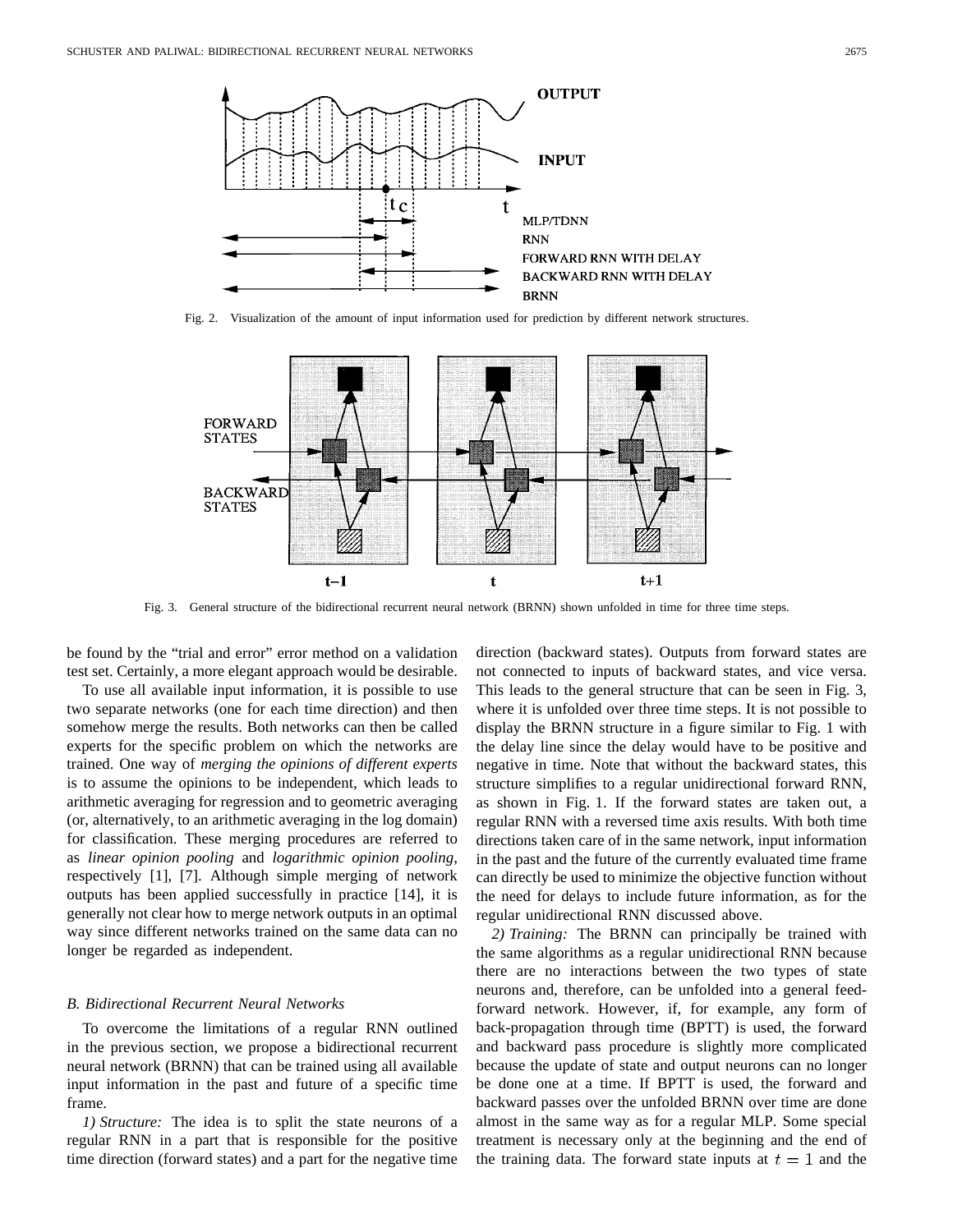Fig. 2. Visualization of the amount of input information used for prediction by different network structures.

Fig. 3. General structure of the bidirectional recurrent neural network (BRNN) shown unfolded in time for three time steps.

be found by the "trial and error" error method on a validation test set. Certainly, a more elegant approach would be desirable.

To use all available input information, it is possible to use two separate networks (one for each time direction) and then somehow merge the results. Both networks can then be called experts for the specific problem on which the networks are trained. One way of *merging the opinions of different experts* is to assume the opinions to be independent, which leads to arithmetic averaging for regression and to geometric averaging (or, alternatively, to an arithmetic averaging in the log domain) for classification. These merging procedures are referred to as *linear opinion pooling* and *logarithmic opinion pooling*, respectively [1], [7]. Although simple merging of network outputs has been applied successfully in practice [14], it is generally not clear how to merge network outputs in an optimal way since different networks trained on the same data can no longer be regarded as independent.

### B. Bidirectional Recurrent Neural Networks

To overcome the limitations of a regular RNN outlined in the previous section, we propose a bidirectional recurrent neural network (BRNN) that can be trained using all available input information in the past and future of a specific time frame.

*1) Structure:* The idea is to split the state neurons of a regular RNN in a part that is responsible for the positive time direction (forward states) and a part for the negative time direction (backward states). Outputs from forward states are not connected to inputs of backward states, and vice versa. This leads to the general structure that can be seen in Fig. 3, where it is unfolded over three time steps. It is not possible to display the BRNN structure in a figure similar to Fig. 1 with the delay line since the delay would have to be positive and negative in time. Note that without the backward states, this structure simplifies to a regular unidirectional forward RNN, as shown in Fig. 1. If the forward states are taken out, a regular RNN with a reversed time axis results. With both time directions taken care of in the same network, input information in the past and the future of the currently evaluated time frame can directly be used to minimize the objective function without the need for delays to include future information, as for the regular unidirectional RNN discussed above.

*2) Training:* The BRNN can principally be trained with the same algorithms as a regular unidirectional RNN because there are no interactions between the two types of state neurons and, therefore, can be unfolded into a general feed-forward network. However, if, for example, any form of back-propagation through time (BPTT) is used, the forward and backward pass procedure is slightly more complicated because the update of state and output neurons can no longer be done one at a time. If BPTT is used, the forward and backward passes over the unfolded BRNN over time are done almost in the same way as for a regular MLP. Some special treatment is necessary only at the beginning and the end of the training data. The forward state inputs at $t = 1$ and the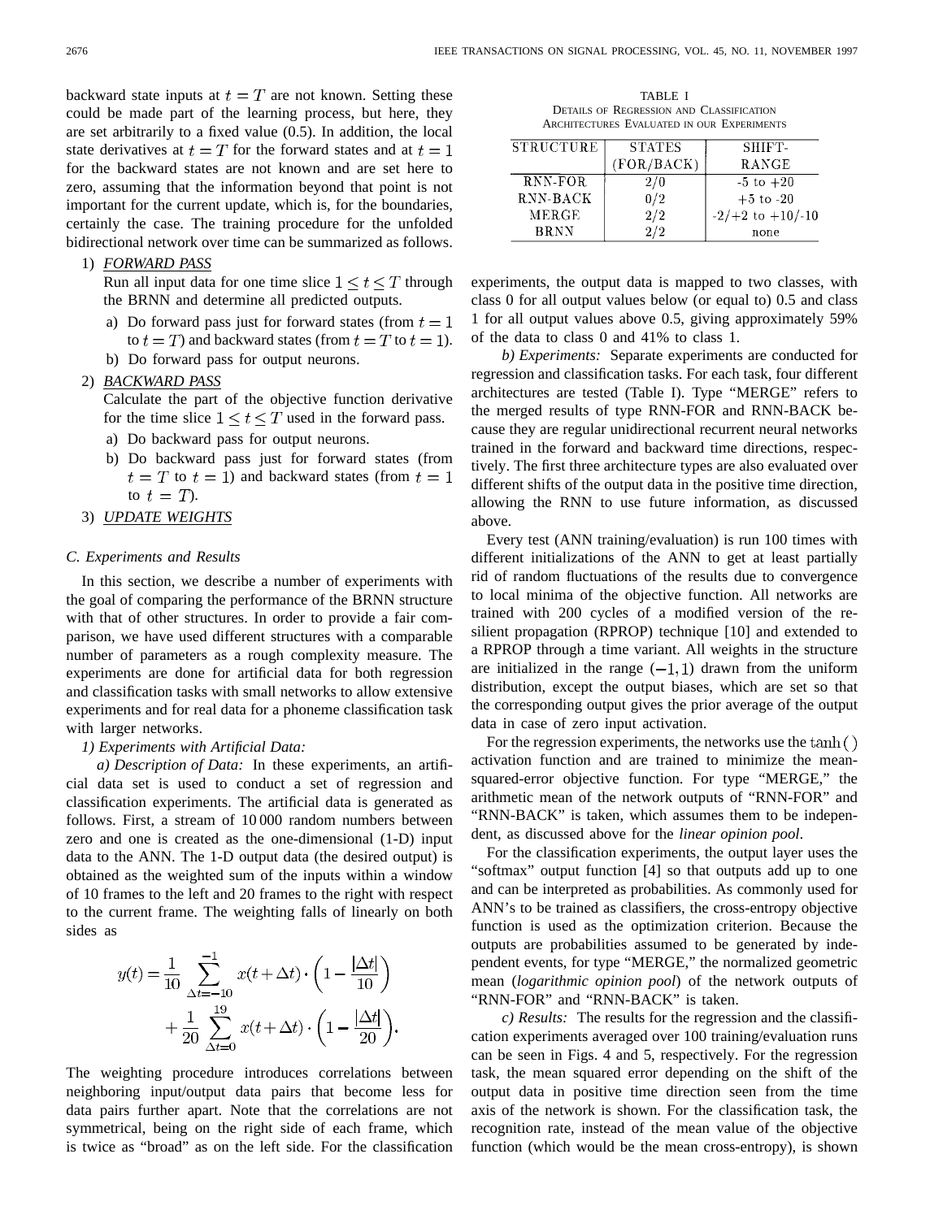backward state inputs at $t = T$ are not known. Setting these could be made part of the learning process, but here, they are set arbitrarily to a fixed value (0.5). In addition, the local state derivatives at $t = T$ for the forward states and at $t = 1$ for the backward states are not known and are set here to zero, assuming that the information beyond that point is not important for the current update, which is, for the boundaries, certainly the case. The training procedure for the unfolded bidirectional network over time can be summarized as follows.

1) *FORWARD PASS*
   Run all input data for one time slice $1 \leq t \leq T$ through the BRNN and determine all predicted outputs.
   a) Do forward pass just for forward states (from $t = 1$ to $t = T$) and backward states (from $t = T$ to $t = 1$).
   b) Do forward pass for output neurons.
2) *BACKWARD PASS*
   Calculate the part of the objective function derivative for the time slice $1 \leq t \leq T$ used in the forward pass.
   a) Do backward pass for output neurons.
   b) Do backward pass just for forward states (from $t = T$ to $t = 1$) and backward states (from $t = 1$ to $t = T$).
3) *UPDATE WEIGHTS*

### C. Experiments and Results

In this section, we describe a number of experiments with the goal of comparing the performance of the BRNN structure with that of other structures. In order to provide a fair comparison, we have used different structures with a comparable number of parameters as a rough complexity measure. The experiments are done for artificial data for both regression and classification tasks with small networks to allow extensive experiments and for real data for a phoneme classification task with larger networks.

*1) Experiments with Artificial Data:*

*a) Description of Data:* In these experiments, an artificial data set is used to conduct a set of regression and classification experiments. The artificial data is generated as follows. First, a stream of 10 000 random numbers between zero and one is created as the one-dimensional (1-D) input data to the ANN. The 1-D output data (the desired output) is obtained as the weighted sum of the inputs within a window of 10 frames to the left and 20 frames to the right with respect to the current frame. The weighting falls of linearly on both sides as

$$y(t) = \frac{1}{10} \sum_{\Delta t=-10}^{-1} x(t + \Delta t) \cdot \left(1 - \frac{|\Delta t|}{10}\right) + \frac{1}{20} \sum_{\Delta t=0}^{19} x(t + \Delta t) \cdot \left(1 - \frac{|\Delta t|}{20}\right).$$

The weighting procedure introduces correlations between neighboring input/output data pairs that become less for data pairs further apart. Note that the correlations are not symmetrical, being on the right side of each frame, which is twice as "broad" as on the left side. For the classification experiments, the output data is mapped to two classes, with class 0 for all output values below (or equal to) 0.5 and class 1 for all output values above 0.5, giving approximately 59% of the data to class 0 and 41% to class 1.

TABLE I
DETAILS OF REGRESSION AND CLASSIFICATION ARCHITECTURES EVALUATED IN OUR EXPERIMENTS

| STRUCTURE | STATES (FOR/BACK) | SHIFT-RANGE |
|---|---|---|
| RNN-FOR | 2/0 | -5 to +20 |
| RNN-BACK | 0/2 | +5 to -20 |
| MERGE | 2/2 | -2/+2 to +10/-10 |
| BRNN | 2/2 | none |

*b) Experiments:* Separate experiments are conducted for regression and classification tasks. For each task, four different architectures are tested (Table I). Type "MERGE" refers to the merged results of type RNN-FOR and RNN-BACK because they are regular unidirectional recurrent neural networks trained in the forward and backward time directions, respectively. The first three architecture types are also evaluated over different shifts of the output data in the positive time direction, allowing the RNN to use future information, as discussed above.

Every test (ANN training/evaluation) is run 100 times with different initializations of the ANN to get at least partially rid of random fluctuations of the results due to convergence to local minima of the objective function. All networks are trained with 200 cycles of a modified version of the resilient propagation (RPROP) technique [10] and extended to a RPROP through a time variant. All weights in the structure are initialized in the range $(-1, 1)$ drawn from the uniform distribution, except the output biases, which are set so that the corresponding output gives the prior average of the output data in case of zero input activation.

For the regression experiments, the networks use the $\tanh()$ activation function and are trained to minimize the mean-squared-error objective function. For type "MERGE," the arithmetic mean of the network outputs of "RNN-FOR" and "RNN-BACK" is taken, which assumes them to be independent, as discussed above for the *linear opinion pool*.

For the classification experiments, the output layer uses the "softmax" output function [4] so that outputs add up to one and can be interpreted as probabilities. As commonly used for ANN's to be trained as classifiers, the cross-entropy objective function is used as the optimization criterion. Because the outputs are probabilities assumed to be generated by independent events, for type "MERGE," the normalized geometric mean (*logarithmic opinion pool*) of the network outputs of "RNN-FOR" and "RNN-BACK" is taken.

*c) Results:* The results for the regression and the classification experiments averaged over 100 training/evaluation runs can be seen in Figs. 4 and 5, respectively. For the regression task, the mean squared error depending on the shift of the output data in positive time direction seen from the time axis of the network is shown. For the classification task, the recognition rate, instead of the mean value of the objective function (which would be the mean cross-entropy), is shown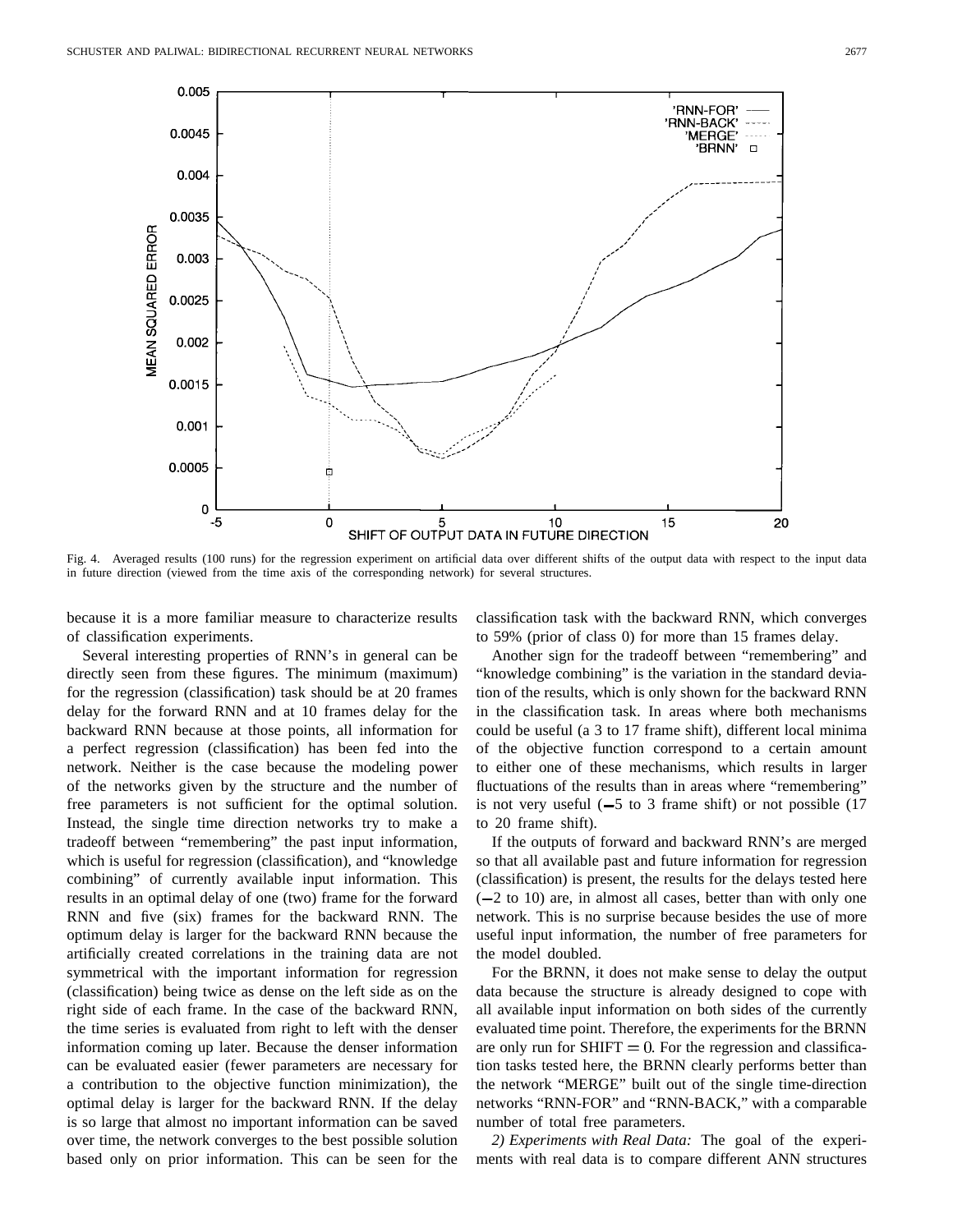Fig. 4. Averaged results (100 runs) for the regression experiment on artificial data over different shifts of the output data with respect to the input data in future direction (viewed from the time axis of the corresponding network) for several structures.

because it is a more familiar measure to characterize results of classification experiments.

Several interesting properties of RNN's in general can be directly seen from these figures. The minimum (maximum) for the regression (classification) task should be at 20 frames delay for the forward RNN and at 10 frames delay for the backward RNN because at those points, all information for a perfect regression (classification) has been fed into the network. Neither is the case because the modeling power of the networks given by the structure and the number of free parameters is not sufficient for the optimal solution. Instead, the single time direction networks try to make a tradeoff between "remembering" the past input information, which is useful for regression (classification), and "knowledge combining" of currently available input information. This results in an optimal delay of one (two) frame for the forward RNN and five (six) frames for the backward RNN. The optimum delay is larger for the backward RNN because the artificially created correlations in the training data are not symmetrical with the important information for regression (classification) being twice as dense on the left side as on the right side of each frame. In the case of the backward RNN, the time series is evaluated from right to left with the denser information coming up later. Because the denser information can be evaluated easier (fewer parameters are necessary for a contribution to the objective function minimization), the optimal delay is larger for the backward RNN. If the delay is so large that almost no important information can be saved over time, the network converges to the best possible solution based only on prior information. This can be seen for the classification task with the backward RNN, which converges to 59% (prior of class 0) for more than 15 frames delay.

Another sign for the tradeoff between "remembering" and "knowledge combining" is the variation in the standard deviation of the results, which is only shown for the backward RNN in the classification task. In areas where both mechanisms could be useful (a 3 to 17 frame shift), different local minima of the objective function correspond to a certain amount to either one of these mechanisms, which results in larger fluctuations of the results than in areas where "remembering" is not very useful (−5 to 3 frame shift) or not possible (17 to 20 frame shift).

If the outputs of forward and backward RNN's are merged so that all available past and future information for regression (classification) is present, the results for the delays tested here (−2 to 10) are, in almost all cases, better than with only one network. This is no surprise because besides the use of more useful input information, the number of free parameters for the model doubled.

For the BRNN, it does not make sense to delay the output data because the structure is already designed to cope with all available input information on both sides of the currently evaluated time point. Therefore, the experiments for the BRNN are only run for $\text{SHIFT} = 0$. For the regression and classification tasks tested here, the BRNN clearly performs better than the network "MERGE" built out of the single time-direction networks "RNN-FOR" and "RNN-BACK," with a comparable number of total free parameters.

*2) Experiments with Real Data:* The goal of the experiments with real data is to compare different ANN structures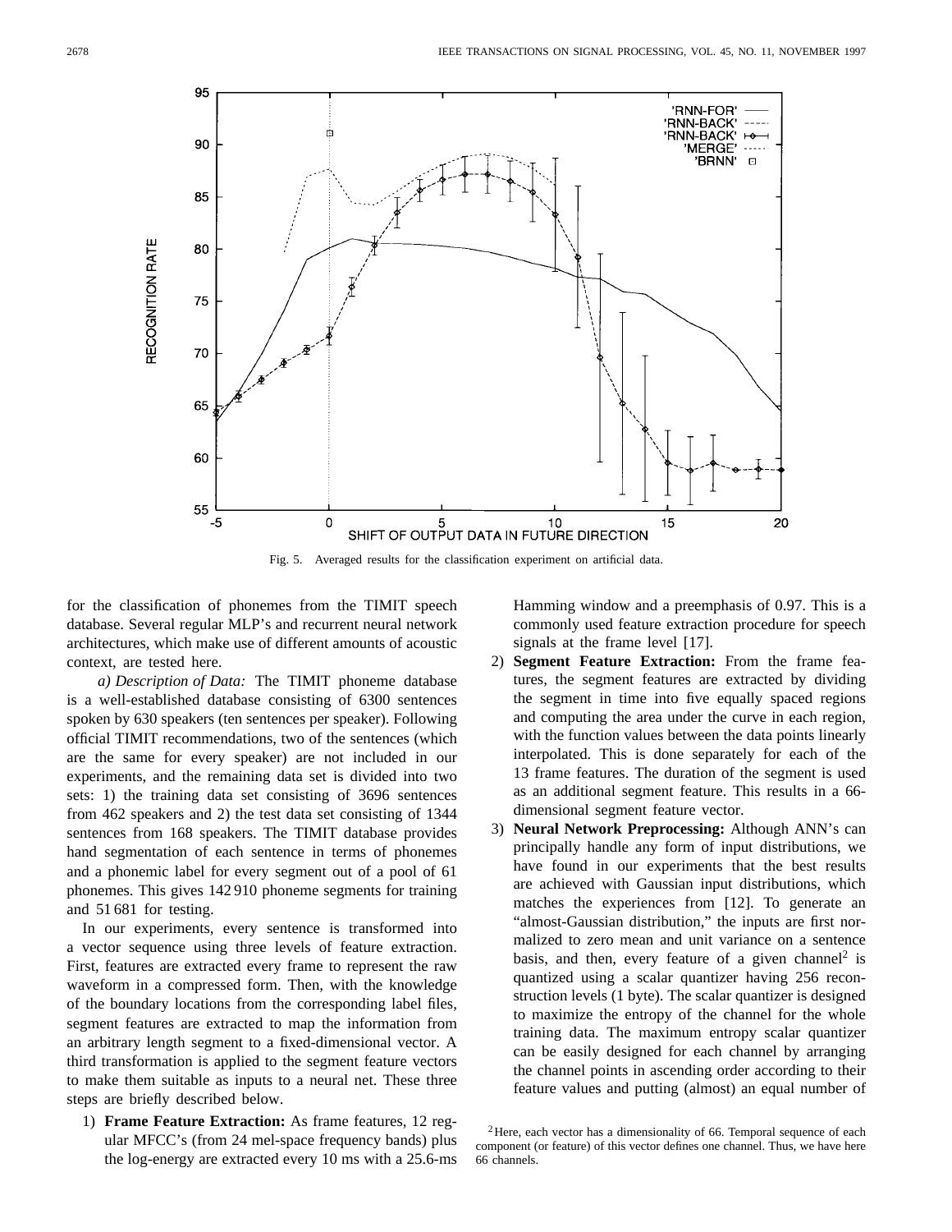Fig. 5. Averaged results for the classification experiment on artificial data.

for the classification of phonemes from the TIMIT speech database. Several regular MLP's and recurrent neural network architectures, which make use of different amounts of acoustic context, are tested here.

*a) Description of Data:* The TIMIT phoneme database is a well-established database consisting of 6300 sentences spoken by 630 speakers (ten sentences per speaker). Following official TIMIT recommendations, two of the sentences (which are the same for every speaker) are not included in our experiments, and the remaining data set is divided into two sets: 1) the training data set consisting of 3696 sentences from 462 speakers and 2) the test data set consisting of 1344 sentences from 168 speakers. The TIMIT database provides hand segmentation of each sentence in terms of phonemes and a phonemic label for every segment out of a pool of 61 phonemes. This gives 142 910 phoneme segments for training and 51 681 for testing.

In our experiments, every sentence is transformed into a vector sequence using three levels of feature extraction. First, features are extracted every frame to represent the raw waveform in a compressed form. Then, with the knowledge of the boundary locations from the corresponding label files, segment features are extracted to map the information from an arbitrary length segment to a fixed-dimensional vector. A third transformation is applied to the segment feature vectors to make them suitable as inputs to a neural net. These three steps are briefly described below.

1) **Frame Feature Extraction:** As frame features, 12 regular MFCC's (from 24 mel-space frequency bands) plus the log-energy are extracted every 10 ms with a 25.6-ms Hamming window and a preemphasis of 0.97. This is a commonly used feature extraction procedure for speech signals at the frame level [17].
2) **Segment Feature Extraction:** From the frame features, the segment features are extracted by dividing the segment in time into five equally spaced regions and computing the area under the curve in each region, with the function values between the data points linearly interpolated. This is done separately for each of the 13 frame features. The duration of the segment is used as an additional segment feature. This results in a 66-dimensional segment feature vector.
3) **Neural Network Preprocessing:** Although ANN's can principally handle any form of input distributions, we have found in our experiments that the best results are achieved with Gaussian input distributions, which matches the experiences from [12]. To generate an "almost-Gaussian distribution," the inputs are first normalized to zero mean and unit variance on a sentence basis, and then, every feature of a given channel[2] is quantized using a scalar quantizer having 256 reconstruction levels (1 byte). The scalar quantizer is designed to maximize the entropy of the channel for the whole training data. The maximum entropy scalar quantizer can be easily designed for each channel by arranging the channel points in ascending order according to their feature values and putting (almost) an equal number of

[2] Here, each vector has a dimensionality of 66. Temporal sequence of each component (or feature) of this vector defines one channel. Thus, we have here 66 channels.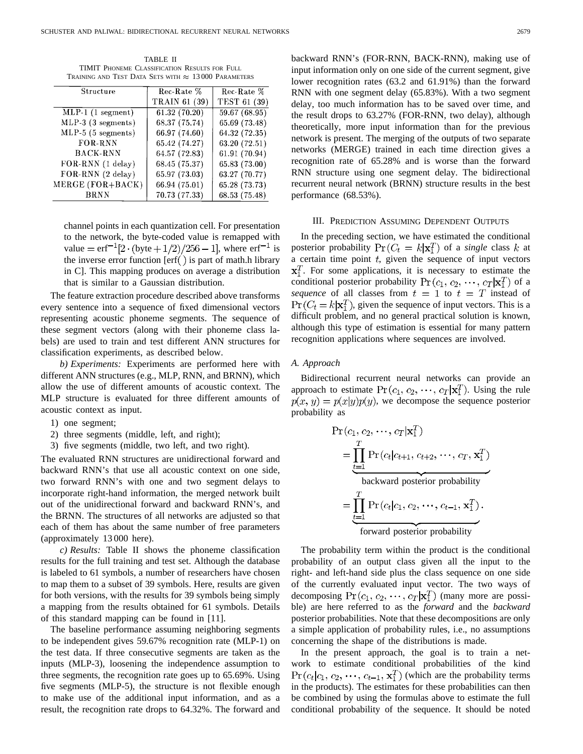TABLE II
TIMIT PHONEME CLASSIFICATION RESULTS FOR FULL TRAINING AND TEST DATA SETS WITH $\approx$ 13 000 PARAMETERS

| Structure | Rec-Rate % TRAIN 61 (39) | Rec-Rate % TEST 61 (39) |
|---|---|---|
| MLP-1 (1 segment) | 61.32 (70.20) | 59.67 (68.95) |
| MLP-3 (3 segments) | 68.37 (75.74) | 65.69 (73.48) |
| MLP-5 (5 segments) | 66.97 (74.60) | 64.32 (72.35) |
| FOR-RNN | 65.42 (74.27) | 63.20 (72.51) |
| BACK-RNN | 64.57 (72.83) | 61.91 (70.94) |
| FOR-RNN (1 delay) | 68.45 (75.37) | 65.83 (73.00) |
| FOR-RNN (2 delay) | 65.97 (73.03) | 63.27 (70.77) |
| MERGE (FOR+BACK) | 66.94 (75.01) | 65.28 (73.73) |
| BRNN | 70.73 (77.33) | 68.53 (75.48) |

channel points in each quantization cell. For presentation to the network, the byte-coded value is remapped with value $= \text{erf}^{-1}[2 \cdot (\text{byte} + 1/2)/256 - 1]$, where $\text{erf}^{-1}$ is the inverse error function [erf( ) is part of math.h library in C]. This mapping produces on average a distribution that is similar to a Gaussian distribution.

The feature extraction procedure described above transforms every sentence into a sequence of fixed dimensional vectors representing acoustic phoneme segments. The sequence of these segment vectors (along with their phoneme class labels) are used to train and test different ANN structures for classification experiments, as described below.

*b) Experiments:* Experiments are performed here with different ANN structures (e.g., MLP, RNN, and BRNN), which allow the use of different amounts of acoustic context. The MLP structure is evaluated for three different amounts of acoustic context as input.

1) one segment;
2) three segments (middle, left, and right);
3) five segments (middle, two left, and two right).

The evaluated RNN structures are unidirectional forward and backward RNN's that use all acoustic context on one side, two forward RNN's with one and two segment delays to incorporate right-hand information, the merged network built out of the unidirectional forward and backward RNN's, and the BRNN. The structures of all networks are adjusted so that each of them has about the same number of free parameters (approximately 13 000 here).

*c) Results:* Table II shows the phoneme classification results for the full training and test set. Although the database is labeled to 61 symbols, a number of researchers have chosen to map them to a subset of 39 symbols. Here, results are given for both versions, with the results for 39 symbols being simply a mapping from the results obtained for 61 symbols. Details of this standard mapping can be found in [11].

The baseline performance assuming neighboring segments to be independent gives 59.67% recognition rate (MLP-1) on the test data. If three consecutive segments are taken as the inputs (MLP-3), loosening the independence assumption to three segments, the recognition rate goes up to 65.69%. Using five segments (MLP-5), the structure is not flexible enough to make use of the additional input information, and as a result, the recognition rate drops to 64.32%. The forward and backward RNN's (FOR-RNN, BACK-RNN), making use of input information only on one side of the current segment, give lower recognition rates (63.2 and 61.91%) than the forward RNN with one segment delay (65.83%). With a two segment delay, too much information has to be saved over time, and the result drops to 63.27% (FOR-RNN, two delay), although theoretically, more input information than for the previous network is present. The merging of the outputs of two separate networks (MERGE) trained in each time direction gives a recognition rate of 65.28% and is worse than the forward RNN structure using one segment delay. The bidirectional recurrent neural network (BRNN) structure results in the best performance (68.53%).

## III. Prediction Assuming Dependent Outputs

In the preceding section, we have estimated the conditional posterior probability $\Pr(C_t = k | \mathbf{x}_1^T)$ of a *single* class $k$ at a certain time point $t$, given the sequence of input vectors $\mathbf{x}_1^T$. For some applications, it is necessary to estimate the conditional posterior probability $\Pr(c_1, c_2, \cdots, c_T | \mathbf{x}_1^T)$ of a *sequence* of all classes from $t = 1$ to $t = T$ instead of $\Pr(C_t = k | \mathbf{x}_1^T)$, given the sequence of input vectors. This is a difficult problem, and no general practical solution is known, although this type of estimation is essential for many pattern recognition applications where sequences are involved.

### A. Approach

Bidirectional recurrent neural networks can provide an approach to estimate $\Pr(c_1, c_2, \cdots, c_T | \mathbf{x}_1^T)$. Using the rule $p(x, y) = p(x|y)p(y)$, we decompose the sequence posterior probability as

$$
\begin{aligned}
&\Pr(c_1, c_2, \cdots, c_T | \mathbf{x}_1^T) \\
&= \underbrace{\prod_{t=1}^{T} \Pr(c_t | c_{t+1}, c_{t+2}, \cdots, c_T, \mathbf{x}_1^T)}_{\text{backward posterior probability}} \\
&= \underbrace{\prod_{t=1}^{T} \Pr(c_t | c_1, c_2, \cdots, c_{t-1}, \mathbf{x}_1^T)}_{\text{forward posterior probability}}.
\end{aligned}
$$

The probability term within the product is the conditional probability of an output class given all the input to the right- and left-hand side plus the class sequence on one side of the currently evaluated input vector. The two ways of decomposing $\Pr(c_1, c_2, \cdots, c_T | \mathbf{x}_1^T)$ (many more are possible) are here referred to as the *forward* and the *backward* posterior probabilities. Note that these decompositions are only a simple application of probability rules, i.e., no assumptions concerning the shape of the distributions is made.

In the present approach, the goal is to train a network to estimate conditional probabilities of the kind $\Pr(c_t | c_1, c_2, \cdots, c_{t-1}, \mathbf{x}_1^T)$ (which are the probability terms in the products). The estimates for these probabilities can then be combined by using the formulas above to estimate the full conditional probability of the sequence. It should be noted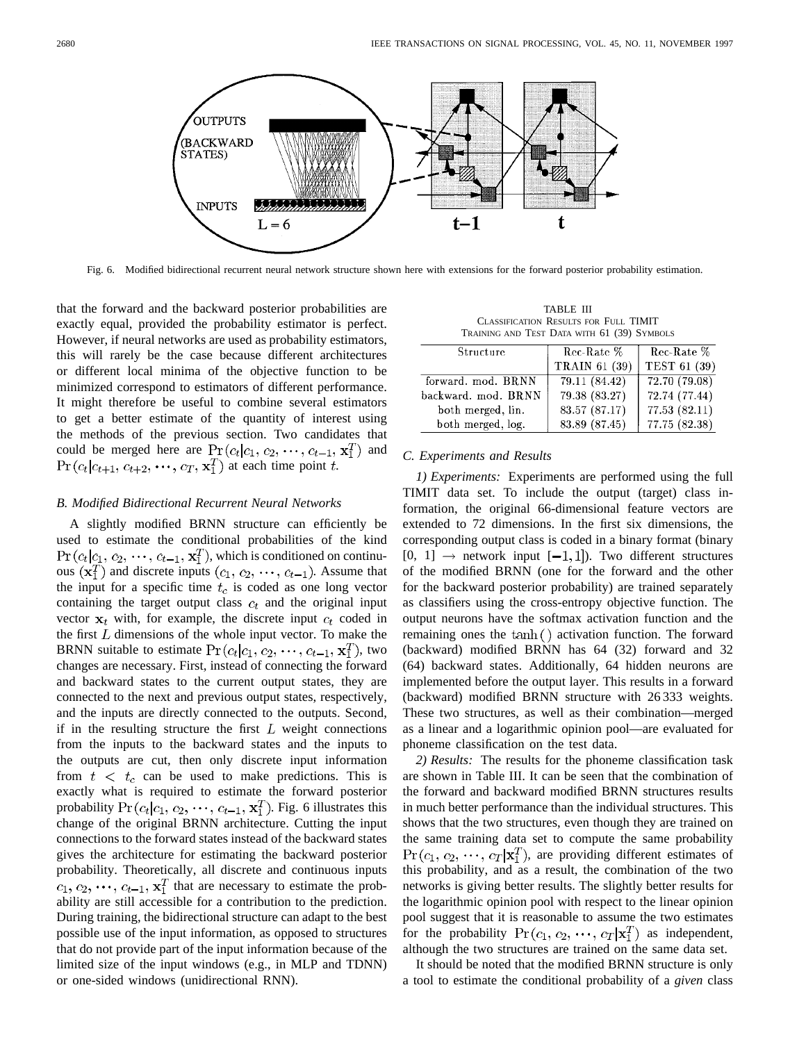Fig. 6. Modified bidirectional recurrent neural network structure shown here with extensions for the forward posterior probability estimation.

that the forward and the backward posterior probabilities are exactly equal, provided the probability estimator is perfect. However, if neural networks are used as probability estimators, this will rarely be the case because different architectures or different local minima of the objective function to be minimized correspond to estimators of different performance. It might therefore be useful to combine several estimators to get a better estimate of the quantity of interest using the methods of the previous section. Two candidates that could be merged here are $\Pr(c_t|c_1, c_2, \cdots, c_{t-1}, \mathbf{x}_1^T)$ and $\Pr(c_t|c_{t+1}, c_{t+2}, \cdots, c_T, \mathbf{x}_1^T)$ at each time point $t$.

### *B. Modified Bidirectional Recurrent Neural Networks*

A slightly modified BRNN structure can efficiently be used to estimate the conditional probabilities of the kind $\Pr(c_t|c_1, c_2, \cdots, c_{t-1}, \mathbf{x}_1^T)$, which is conditioned on continuous $(\mathbf{x}_1^T)$ and discrete inputs $(c_1, c_2, \cdots, c_{t-1})$. Assume that the input for a specific time $t_c$ is coded as one long vector containing the target output class $c_t$ and the original input vector $\mathbf{x}_t$ with, for example, the discrete input $c_t$ coded in the first $L$ dimensions of the whole input vector. To make the BRNN suitable to estimate $\Pr(c_t|c_1, c_2, \cdots, c_{t-1}, \mathbf{x}_1^T)$, two changes are necessary. First, instead of connecting the forward and backward states to the current output states, they are connected to the next and previous output states, respectively, and the inputs are directly connected to the outputs. Second, if in the resulting structure the first $L$ weight connections from the inputs to the backward states and the inputs to the outputs are cut, then only discrete input information from $t < t_c$ can be used to make predictions. This is exactly what is required to estimate the forward posterior probability $\Pr(c_t|c_1, c_2, \cdots, c_{t-1}, \mathbf{x}_1^T)$. Fig. 6 illustrates this change of the original BRNN architecture. Cutting the input connections to the forward states instead of the backward states gives the architecture for estimating the backward posterior probability. Theoretically, all discrete and continuous inputs $c_1, c_2, \cdots, c_{t-1}, \mathbf{x}_1^T$ that are necessary to estimate the probability are still accessible for a contribution to the prediction. During training, the bidirectional structure can adapt to the best possible use of the input information, as opposed to structures that do not provide part of the input information because of the limited size of the input windows (e.g., in MLP and TDNN) or one-sided windows (unidirectional RNN).

TABLE III
CLASSIFICATION RESULTS FOR FULL TIMIT TRAINING AND TEST DATA WITH 61 (39) SYMBOLS

| Structure | Rec-Rate % TRAIN 61 (39) | Rec-Rate % TEST 61 (39) |
|---|---|---|
| forward. mod. BRNN | 79.11 (84.42) | 72.70 (79.08) |
| backward. mod. BRNN | 79.38 (83.27) | 72.74 (77.44) |
| both merged, lin. | 83.57 (87.17) | 77.53 (82.11) |
| both merged, log. | 83.89 (87.45) | 77.75 (82.38) |

### *C. Experiments and Results*

*1) Experiments:* Experiments are performed using the full TIMIT data set. To include the output (target) class information, the original 66-dimensional feature vectors are extended to 72 dimensions. In the first six dimensions, the corresponding output class is coded in a binary format (binary [0, 1] → network input $[-1, 1]$). Two different structures of the modified BRNN (one for the forward and the other for the backward posterior probability) are trained separately as classifiers using the cross-entropy objective function. The output neurons have the softmax activation function and the remaining ones the $\tanh()$ activation function. The forward (backward) modified BRNN has 64 (32) forward and 32 (64) backward states. Additionally, 64 hidden neurons are implemented before the output layer. This results in a forward (backward) modified BRNN structure with 26 333 weights. These two structures, as well as their combination—merged as a linear and a logarithmic opinion pool—are evaluated for phoneme classification on the test data.

*2) Results:* The results for the phoneme classification task are shown in Table III. It can be seen that the combination of the forward and backward modified BRNN structures results in much better performance than the individual structures. This shows that the two structures, even though they are trained on the same training data set to compute the same probability $\Pr(c_1, c_2, \cdots, c_T|\mathbf{x}_1^T)$, are providing different estimates of this probability, and as a result, the combination of the two networks is giving better results. The slightly better results for the logarithmic opinion pool with respect to the linear opinion pool suggest that it is reasonable to assume the two estimates for the probability $\Pr(c_1, c_2, \cdots, c_T|\mathbf{x}_1^T)$ as independent, although the two structures are trained on the same data set.

It should be noted that the modified BRNN structure is only a tool to estimate the conditional probability of a *given* class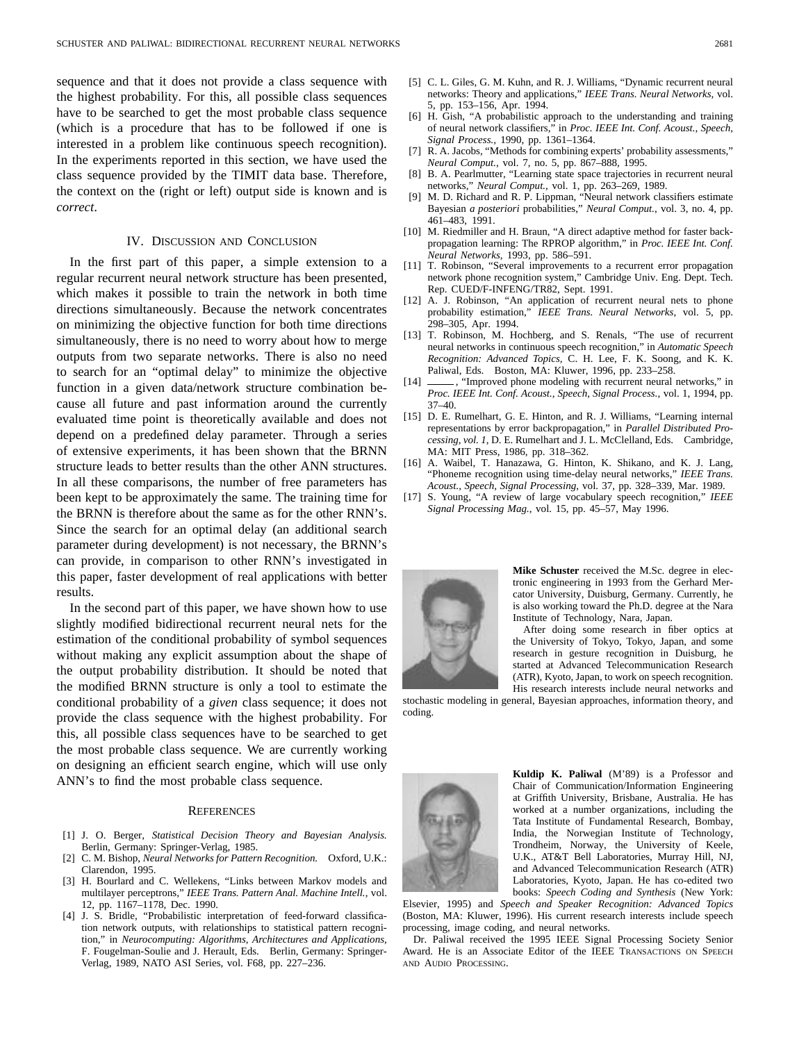sequence and that it does not provide a class sequence with the highest probability. For this, all possible class sequences have to be searched to get the most probable class sequence (which is a procedure that has to be followed if one is interested in a problem like continuous speech recognition). In the experiments reported in this section, we have used the class sequence provided by the TIMIT data base. Therefore, the context on the (right or left) output side is known and is *correct*.

## IV. Discussion and Conclusion

In the first part of this paper, a simple extension to a regular recurrent neural network structure has been presented, which makes it possible to train the network in both time directions simultaneously. Because the network concentrates on minimizing the objective function for both time directions simultaneously, there is no need to worry about how to merge outputs from two separate networks. There is also no need to search for an "optimal delay" to minimize the objective function in a given data/network structure combination because all future and past information around the currently evaluated time point is theoretically available and does not depend on a predefined delay parameter. Through a series of extensive experiments, it has been shown that the BRNN structure leads to better results than the other ANN structures. In all these comparisons, the number of free parameters has been kept to be approximately the same. The training time for the BRNN is therefore about the same as for the other RNN's. Since the search for an optimal delay (an additional search parameter during development) is not necessary, the BRNN's can provide, in comparison to other RNN's investigated in this paper, faster development of real applications with better results.

In the second part of this paper, we have shown how to use slightly modified bidirectional recurrent neural nets for the estimation of the conditional probability of symbol sequences without making any explicit assumption about the shape of the output probability distribution. It should be noted that the modified BRNN structure is only a tool to estimate the conditional probability of a *given* class sequence; it does not provide the class sequence with the highest probability. For this, all possible class sequences have to be searched to get the most probable class sequence. We are currently working on designing an efficient search engine, which will use only ANN's to find the most probable class sequence.

## References

[1] J. O. Berger, *Statistical Decision Theory and Bayesian Analysis.* Berlin, Germany: Springer-Verlag, 1985.

[2] C. M. Bishop, *Neural Networks for Pattern Recognition.* Oxford, U.K.: Clarendon, 1995.

[3] H. Bourlard and C. Wellekens, "Links between Markov models and multilayer perceptrons," *IEEE Trans. Pattern Anal. Machine Intell.,* vol. 12, pp. 1167–1178, Dec. 1990.

[4] J. S. Bridle, "Probabilistic interpretation of feed-forward classification network outputs, with relationships to statistical pattern recognition," in *Neurocomputing: Algorithms, Architectures and Applications,* F. Fougelman-Soulie and J. Herault, Eds. Berlin, Germany: Springer-Verlag, 1989, NATO ASI Series, vol. F68, pp. 227–236.

[5] C. L. Giles, G. M. Kuhn, and R. J. Williams, "Dynamic recurrent neural networks: Theory and applications," *IEEE Trans. Neural Networks,* vol. 5, pp. 153–156, Apr. 1994.

[6] H. Gish, "A probabilistic approach to the understanding and training of neural network classifiers," in *Proc. IEEE Int. Conf. Acoust., Speech, Signal Process.,* 1990, pp. 1361–1364.

[7] R. A. Jacobs, "Methods for combining experts' probability assessments," *Neural Comput.,* vol. 7, no. 5, pp. 867–888, 1995.

[8] B. A. Pearlmutter, "Learning state space trajectories in recurrent neural networks," *Neural Comput.,* vol. 1, pp. 263–269, 1989.

[9] M. D. Richard and R. P. Lippman, "Neural network classifiers estimate Bayesian *a posteriori* probabilities," *Neural Comput.,* vol. 3, no. 4, pp. 461–483, 1991.

[10] M. Riedmiller and H. Braun, "A direct adaptive method for faster backpropagation learning: The RPROP algorithm," in *Proc. IEEE Int. Conf. Neural Networks,* 1993, pp. 586–591.

[11] T. Robinson, "Several improvements to a recurrent error propagation network phone recognition system," Cambridge Univ. Eng. Dept. Tech. Rep. CUED/F-INFENG/TR82, Sept. 1991.

[12] A. J. Robinson, "An application of recurrent neural nets to phone probability estimation," *IEEE Trans. Neural Networks,* vol. 5, pp. 298–305, Apr. 1994.

[13] T. Robinson, M. Hochberg, and S. Renals, "The use of recurrent neural networks in continuous speech recognition," in *Automatic Speech Recognition: Advanced Topics,* C. H. Lee, F. K. Soong, and K. K. Paliwal, Eds. Boston, MA: Kluwer, 1996, pp. 233–258.

[14] ——, "Improved phone modeling with recurrent neural networks," in *Proc. IEEE Int. Conf. Acoust., Speech, Signal Process.,* vol. 1, 1994, pp. 37–40.

[15] D. E. Rumelhart, G. E. Hinton, and R. J. Williams, "Learning internal representations by error backpropagation," in *Parallel Distributed Processing, vol. 1,* D. E. Rumelhart and J. L. McClelland, Eds. Cambridge, MA: MIT Press, 1986, pp. 318–362.

[16] A. Waibel, T. Hanazawa, G. Hinton, K. Shikano, and K. J. Lang, "Phoneme recognition using time-delay neural networks," *IEEE Trans. Acoust., Speech, Signal Processing,* vol. 37, pp. 328–339, Mar. 1989.

[17] S. Young, "A review of large vocabulary speech recognition," *IEEE Signal Processing Mag.,* vol. 15, pp. 45–57, May 1996.

**Mike Schuster** received the M.Sc. degree in electronic engineering in 1993 from the Gerhard Mercator University, Duisburg, Germany. Currently, he is also working toward the Ph.D. degree at the Nara Institute of Technology, Nara, Japan.

After doing some research in fiber optics at the University of Tokyo, Tokyo, Japan, and some research in gesture recognition in Duisburg, he started at Advanced Telecommunication Research (ATR), Kyoto, Japan, to work on speech recognition. His research interests include neural networks and stochastic modeling in general, Bayesian approaches, information theory, and coding.

**Kuldip K. Paliwal** (M'89) is a Professor and Chair of Communication/Information Engineering at Griffith University, Brisbane, Australia. He has worked at a number organizations, including the Tata Institute of Fundamental Research, Bombay, India, the Norwegian Institute of Technology, Trondheim, Norway, the University of Keele, U.K., AT&T Bell Laboratories, Murray Hill, NJ, and Advanced Telecommunication Research (ATR) Laboratories, Kyoto, Japan. He has co-edited two books: *Speech Coding and Synthesis* (New York: Elsevier, 1995) and *Speech and Speaker Recognition: Advanced Topics* (Boston, MA: Kluwer, 1996). His current research interests include speech processing, image coding, and neural networks.

Dr. Paliwal received the 1995 IEEE Signal Processing Society Senior Award. He is an Associate Editor of the IEEE Transactions on Speech and Audio Processing.